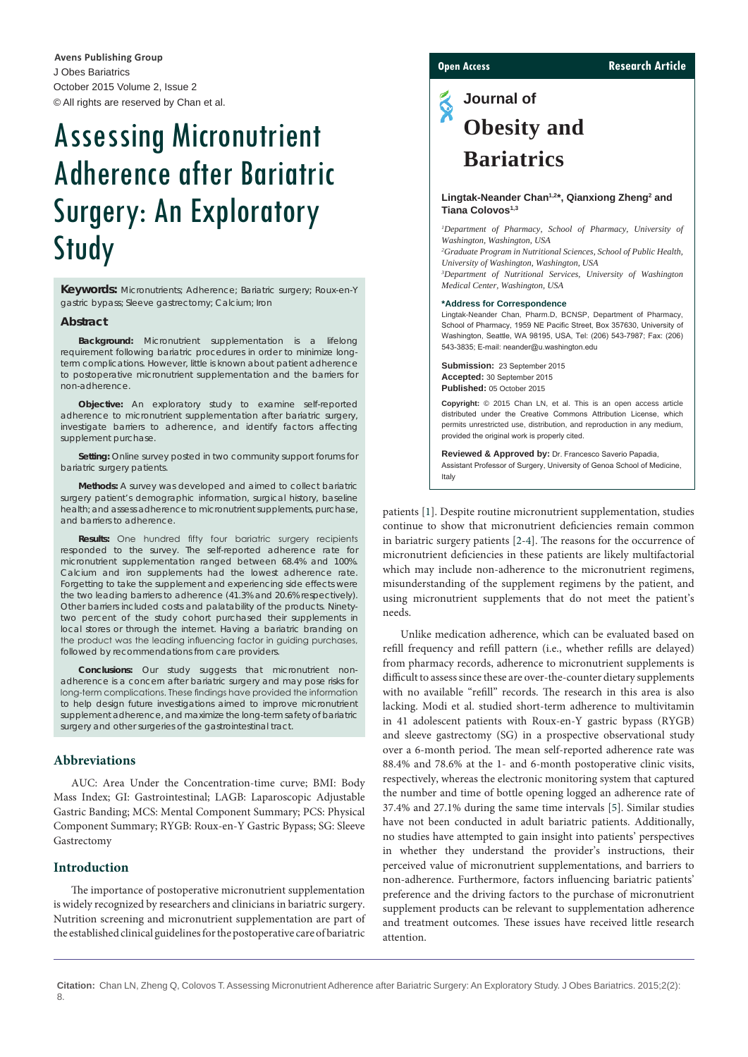Avens Publishing Group
J Obes Bariatrics
October 2015 Volume 2, Issue 2
© All rights are reserved by Chan et al.

Open Access | Research Article

Journal of Obesity and Bariatrics

# Assessing Micronutrient Adherence after Bariatric Surgery: An Exploratory Study

**Lingtak-Neander Chan[1,2]*, Qianxiong Zheng[2] and Tiana Colovos[1,3]**

[1]*Department of Pharmacy, School of Pharmacy, University of Washington, Washington, USA*
[2]*Graduate Program in Nutritional Sciences, School of Public Health, University of Washington, Washington, USA*
[3]*Department of Nutritional Services, University of Washington Medical Center, Washington, USA*

**\*Address for Correspondence**
Lingtak-Neander Chan, Pharm.D, BCNSP, Department of Pharmacy, School of Pharmacy, 1959 NE Pacific Street, Box 357630, University of Washington, Seattle, WA 98195, USA, Tel: (206) 543-7987; Fax: (206) 543-3835; E-mail: neander@u.washington.edu

**Submission:** 23 September 2015
**Accepted:** 30 September 2015
**Published:** 05 October 2015

**Copyright:** © 2015 Chan LN, et al. This is an open access article distributed under the Creative Commons Attribution License, which permits unrestricted use, distribution, and reproduction in any medium, provided the original work is properly cited.

**Reviewed & Approved by:** Dr. Francesco Saverio Papadia, Assistant Professor of Surgery, University of Genoa School of Medicine, Italy

**Keywords:** Micronutrients; Adherence; Bariatric surgery; Roux-en-Y gastric bypass; Sleeve gastrectomy; Calcium; Iron

## Abstract

**Background:** Micronutrient supplementation is a lifelong requirement following bariatric procedures in order to minimize long-term complications. However, little is known about patient adherence to postoperative micronutrient supplementation and the barriers for non-adherence.

**Objective:** An exploratory study to examine self-reported adherence to micronutrient supplementation after bariatric surgery, investigate barriers to adherence, and identify factors affecting supplement purchase.

**Setting:** Online survey posted in two community support forums for bariatric surgery patients.

**Methods:** A survey was developed and aimed to collect bariatric surgery patient's demographic information, surgical history, baseline health; and assess adherence to micronutrient supplements, purchase, and barriers to adherence.

**Results:** One hundred fifty four bariatric surgery recipients responded to the survey. The self-reported adherence rate for micronutrient supplementation ranged between 68.4% and 100%. Calcium and iron supplements had the lowest adherence rate. Forgetting to take the supplement and experiencing side effects were the two leading barriers to adherence (41.3% and 20.6% respectively). Other barriers included costs and palatability of the products. Ninety-two percent of the study cohort purchased their supplements in local stores or through the internet. Having a bariatric branding on the product was the leading influencing factor in guiding purchases, followed by recommendations from care providers.

**Conclusions:** Our study suggests that micronutrient non-adherence is a concern after bariatric surgery and may pose risks for long-term complications. These findings have provided the information to help design future investigations aimed to improve micronutrient supplement adherence, and maximize the long-term safety of bariatric surgery and other surgeries of the gastrointestinal tract.

## Abbreviations

AUC: Area Under the Concentration-time curve; BMI: Body Mass Index; GI: Gastrointestinal; LAGB: Laparoscopic Adjustable Gastric Banding; MCS: Mental Component Summary; PCS: Physical Component Summary; RYGB: Roux-en-Y Gastric Bypass; SG: Sleeve Gastrectomy

## Introduction

The importance of postoperative micronutrient supplementation is widely recognized by researchers and clinicians in bariatric surgery. Nutrition screening and micronutrient supplementation are part of the established clinical guidelines for the postoperative care of bariatric patients [1]. Despite routine micronutrient supplementation, studies continue to show that micronutrient deficiencies remain common in bariatric surgery patients [2-4]. The reasons for the occurrence of micronutrient deficiencies in these patients are likely multifactorial which may include non-adherence to the micronutrient regimens, misunderstanding of the supplement regimens by the patient, and using micronutrient supplements that do not meet the patient's needs.

Unlike medication adherence, which can be evaluated based on refill frequency and refill pattern (i.e., whether refills are delayed) from pharmacy records, adherence to micronutrient supplements is difficult to assess since these are over-the-counter dietary supplements with no available "refill" records. The research in this area is also lacking. Modi et al. studied short-term adherence to multivitamin in 41 adolescent patients with Roux-en-Y gastric bypass (RYGB) and sleeve gastrectomy (SG) in a prospective observational study over a 6-month period. The mean self-reported adherence rate was 88.4% and 78.6% at the 1- and 6-month postoperative clinic visits, respectively, whereas the electronic monitoring system that captured the number and time of bottle opening logged an adherence rate of 37.4% and 27.1% during the same time intervals [5]. Similar studies have not been conducted in adult bariatric patients. Additionally, no studies have attempted to gain insight into patients' perspectives in whether they understand the provider's instructions, their perceived value of micronutrient supplementations, and barriers to non-adherence. Furthermore, factors influencing bariatric patients' preference and the driving factors to the purchase of micronutrient supplement products can be relevant to supplementation adherence and treatment outcomes. These issues have received little research attention.

**Citation:** Chan LN, Zheng Q, Colovos T. Assessing Micronutrient Adherence after Bariatric Surgery: An Exploratory Study. J Obes Bariatrics. 2015;2(2): 8.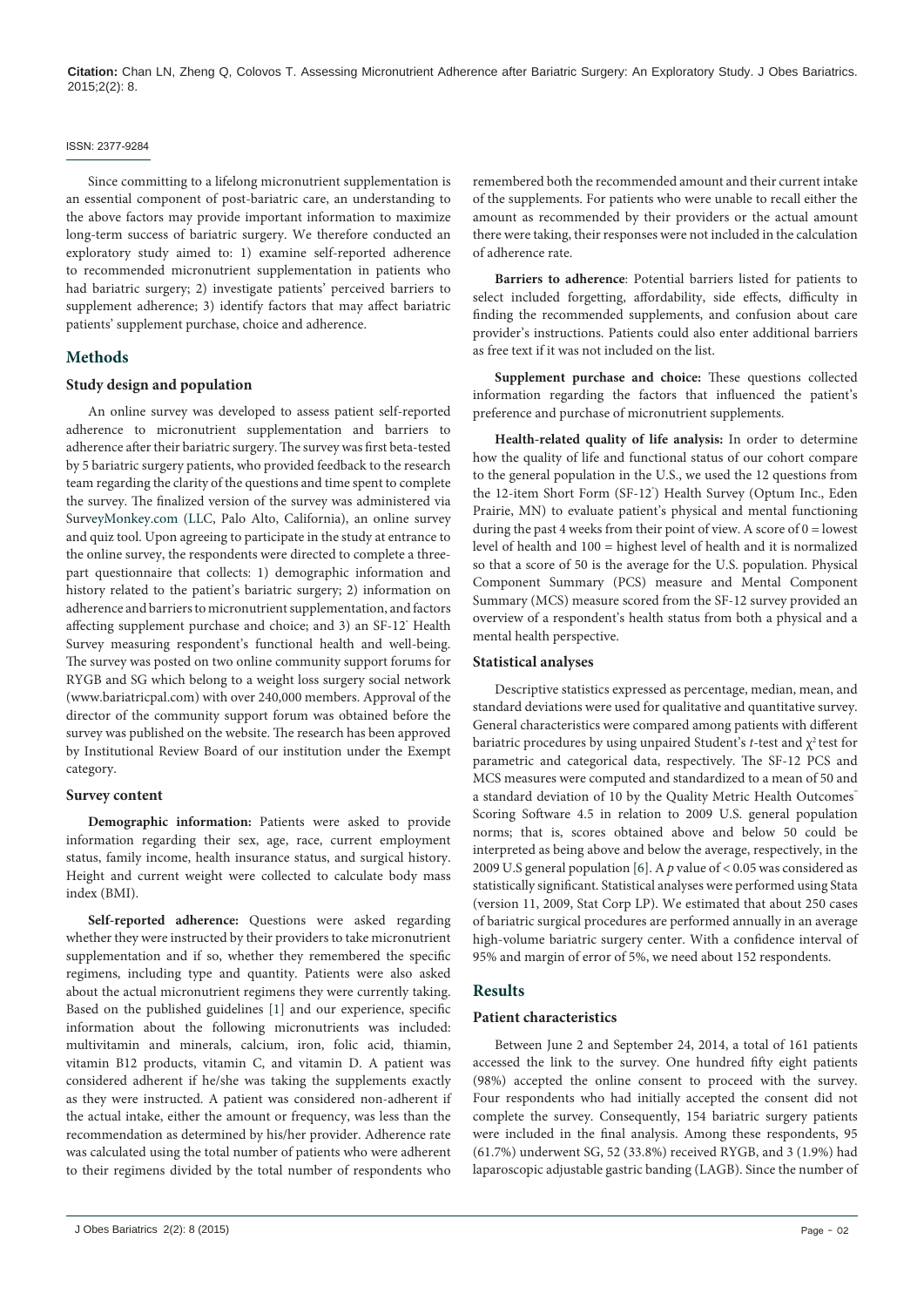Since committing to a lifelong micronutrient supplementation is an essential component of post-bariatric care, an understanding to the above factors may provide important information to maximize long-term success of bariatric surgery. We therefore conducted an exploratory study aimed to: 1) examine self-reported adherence to recommended micronutrient supplementation in patients who had bariatric surgery; 2) investigate patients' perceived barriers to supplement adherence; 3) identify factors that may affect bariatric patients' supplement purchase, choice and adherence.

## Methods

### Study design and population

An online survey was developed to assess patient self-reported adherence to micronutrient supplementation and barriers to adherence after their bariatric surgery. The survey was first beta-tested by 5 bariatric surgery patients, who provided feedback to the research team regarding the clarity of the questions and time spent to complete the survey. The finalized version of the survey was administered via SurveyMonkey.com (LLC, Palo Alto, California), an online survey and quiz tool. Upon agreeing to participate in the study at entrance to the online survey, the respondents were directed to complete a three-part questionnaire that collects: 1) demographic information and history related to the patient's bariatric surgery; 2) information on adherence and barriers to micronutrient supplementation, and factors affecting supplement purchase and choice; and 3) an SF-12® Health Survey measuring respondent's functional health and well-being. The survey was posted on two online community support forums for RYGB and SG which belong to a weight loss surgery social network (www.bariatricpal.com) with over 240,000 members. Approval of the director of the community support forum was obtained before the survey was published on the website. The research has been approved by Institutional Review Board of our institution under the Exempt category.

### Survey content

**Demographic information:** Patients were asked to provide information regarding their sex, age, race, current employment status, family income, health insurance status, and surgical history. Height and current weight were collected to calculate body mass index (BMI).

**Self-reported adherence:** Questions were asked regarding whether they were instructed by their providers to take micronutrient supplementation and if so, whether they remembered the specific regimens, including type and quantity. Patients were also asked about the actual micronutrient regimens they were currently taking. Based on the published guidelines [1] and our experience, specific information about the following micronutrients was included: multivitamin and minerals, calcium, iron, folic acid, thiamin, vitamin B12 products, vitamin C, and vitamin D. A patient was considered adherent if he/she was taking the supplements exactly as they were instructed. A patient was considered non-adherent if the actual intake, either the amount or frequency, was less than the recommendation as determined by his/her provider. Adherence rate was calculated using the total number of patients who were adherent to their regimens divided by the total number of respondents who remembered both the recommended amount and their current intake of the supplements. For patients who were unable to recall either the amount as recommended by their providers or the actual amount there were taking, their responses were not included in the calculation of adherence rate.

**Barriers to adherence**: Potential barriers listed for patients to select included forgetting, affordability, side effects, difficulty in finding the recommended supplements, and confusion about care provider's instructions. Patients could also enter additional barriers as free text if it was not included on the list.

**Supplement purchase and choice:** These questions collected information regarding the factors that influenced the patient's preference and purchase of micronutrient supplements.

**Health-related quality of life analysis:** In order to determine how the quality of life and functional status of our cohort compare to the general population in the U.S., we used the 12 questions from the 12-item Short Form (SF-12®) Health Survey (Optum Inc., Eden Prairie, MN) to evaluate patient's physical and mental functioning during the past 4 weeks from their point of view. A score of 0 = lowest level of health and 100 = highest level of health and it is normalized so that a score of 50 is the average for the U.S. population. Physical Component Summary (PCS) measure and Mental Component Summary (MCS) measure scored from the SF-12 survey provided an overview of a respondent's health status from both a physical and a mental health perspective.

### Statistical analyses

Descriptive statistics expressed as percentage, median, mean, and standard deviations were used for qualitative and quantitative survey. General characteristics were compared among patients with different bariatric procedures by using unpaired Student's *t*-test and $\chi^2$ test for parametric and categorical data, respectively. The SF-12 PCS and MCS measures were computed and standardized to a mean of 50 and a standard deviation of 10 by the Quality Metric Health Outcomes™ Scoring Software 4.5 in relation to 2009 U.S. general population norms; that is, scores obtained above and below 50 could be interpreted as being above and below the average, respectively, in the 2009 U.S general population [6]. A *p* value of $< 0.05$ was considered as statistically significant. Statistical analyses were performed using Stata (version 11, 2009, Stat Corp LP). We estimated that about 250 cases of bariatric surgical procedures are performed annually in an average high-volume bariatric surgery center. With a confidence interval of 95% and margin of error of 5%, we need about 152 respondents.

## Results

### Patient characteristics

Between June 2 and September 24, 2014, a total of 161 patients accessed the link to the survey. One hundred fifty eight patients (98%) accepted the online consent to proceed with the survey. Four respondents who had initially accepted the consent did not complete the survey. Consequently, 154 bariatric surgery patients were included in the final analysis. Among these respondents, 95 (61.7%) underwent SG, 52 (33.8%) received RYGB, and 3 (1.9%) had laparoscopic adjustable gastric banding (LAGB). Since the number of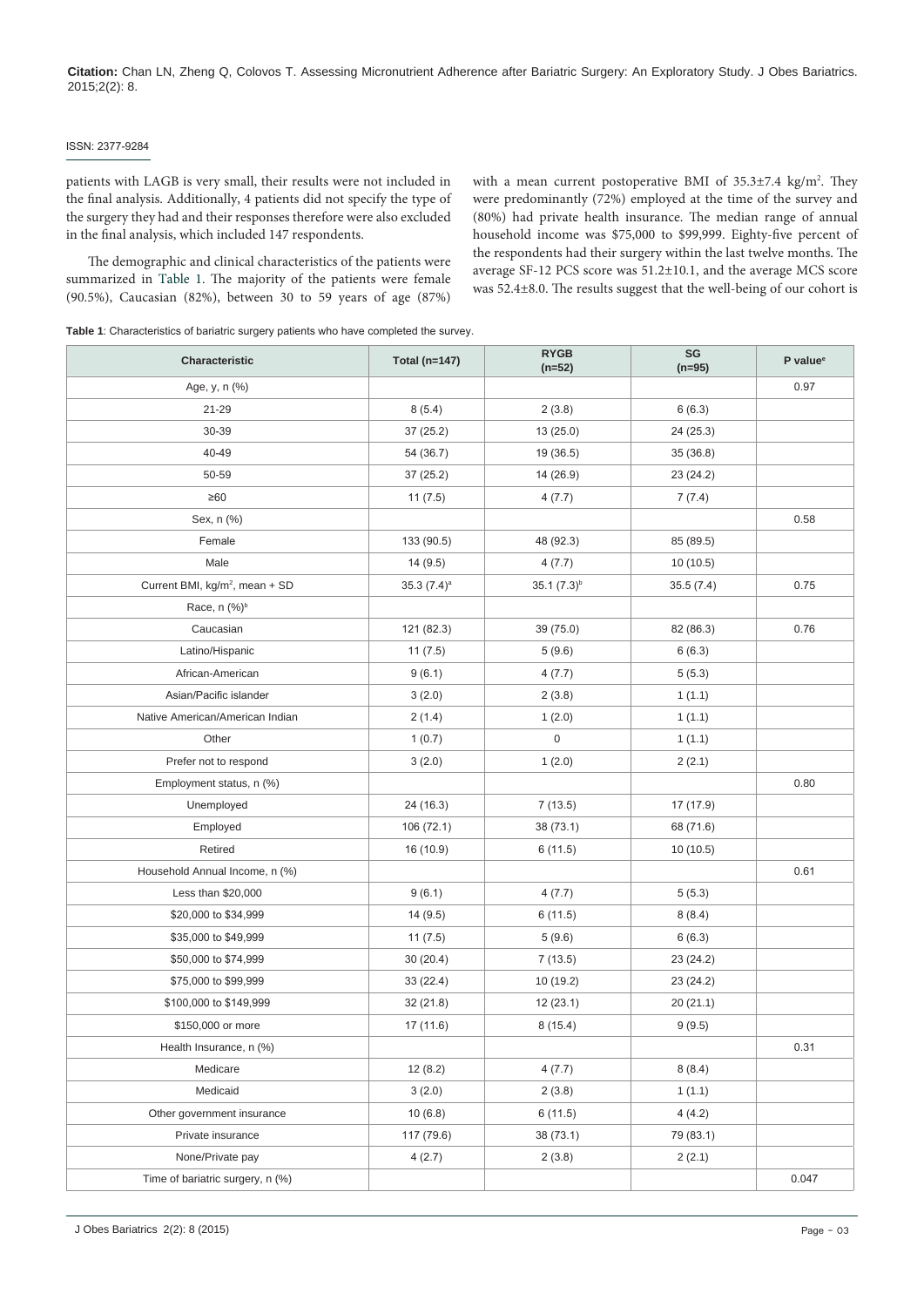patients with LAGB is very small, their results were not included in the final analysis. Additionally, 4 patients did not specify the type of the surgery they had and their responses therefore were also excluded in the final analysis, which included 147 respondents.

The demographic and clinical characteristics of the patients were summarized in Table 1. The majority of the patients were female (90.5%), Caucasian (82%), between 30 to 59 years of age (87%) with a mean current postoperative BMI of 35.3±7.4 kg/m$^2$. They were predominantly (72%) employed at the time of the survey and (80%) had private health insurance. The median range of annual household income was $75,000 to $99,999. Eighty-five percent of the respondents had their surgery within the last twelve months. The average SF-12 PCS score was 51.2±10.1, and the average MCS score was 52.4±8.0. The results suggest that the well-being of our cohort is

**Table 1**: Characteristics of bariatric surgery patients who have completed the survey.

| Characteristic | Total (n=147) | RYGB (n=52) | SG (n=95) | P value[c] |
|---|---|---|---|---|
| Age, y, n (%) | | | | 0.97 |
| 21-29 | 8 (5.4) | 2 (3.8) | 6 (6.3) | |
| 30-39 | 37 (25.2) | 13 (25.0) | 24 (25.3) | |
| 40-49 | 54 (36.7) | 19 (36.5) | 35 (36.8) | |
| 50-59 | 37 (25.2) | 14 (26.9) | 23 (24.2) | |
| ≥60 | 11 (7.5) | 4 (7.7) | 7 (7.4) | |
| Sex, n (%) | | | | 0.58 |
| Female | 133 (90.5) | 48 (92.3) | 85 (89.5) | |
| Male | 14 (9.5) | 4 (7.7) | 10 (10.5) | |
| Current BMI, kg/m$^2$, mean + SD | 35.3 (7.4)[a] | 35.1 (7.3)[b] | 35.5 (7.4) | 0.75 |
| Race, n (%)[b] | | | | |
| Caucasian | 121 (82.3) | 39 (75.0) | 82 (86.3) | 0.76 |
| Latino/Hispanic | 11 (7.5) | 5 (9.6) | 6 (6.3) | |
| African-American | 9 (6.1) | 4 (7.7) | 5 (5.3) | |
| Asian/Pacific islander | 3 (2.0) | 2 (3.8) | 1 (1.1) | |
| Native American/American Indian | 2 (1.4) | 1 (2.0) | 1 (1.1) | |
| Other | 1 (0.7) | 0 | 1 (1.1) | |
| Prefer not to respond | 3 (2.0) | 1 (2.0) | 2 (2.1) | |
| Employment status, n (%) | | | | 0.80 |
| Unemployed | 24 (16.3) | 7 (13.5) | 17 (17.9) | |
| Employed | 106 (72.1) | 38 (73.1) | 68 (71.6) | |
| Retired | 16 (10.9) | 6 (11.5) | 10 (10.5) | |
| Household Annual Income, n (%) | | | | 0.61 |
| Less than $20,000 | 9 (6.1) | 4 (7.7) | 5 (5.3) | |
| $20,000 to $34,999 | 14 (9.5) | 6 (11.5) | 8 (8.4) | |
| $35,000 to $49,999 | 11 (7.5) | 5 (9.6) | 6 (6.3) | |
| $50,000 to $74,999 | 30 (20.4) | 7 (13.5) | 23 (24.2) | |
| $75,000 to $99,999 | 33 (22.4) | 10 (19.2) | 23 (24.2) | |
| $100,000 to $149,999 | 32 (21.8) | 12 (23.1) | 20 (21.1) | |
| $150,000 or more | 17 (11.6) | 8 (15.4) | 9 (9.5) | |
| Health Insurance, n (%) | | | | 0.31 |
| Medicare | 12 (8.2) | 4 (7.7) | 8 (8.4) | |
| Medicaid | 3 (2.0) | 2 (3.8) | 1 (1.1) | |
| Other government insurance | 10 (6.8) | 6 (11.5) | 4 (4.2) | |
| Private insurance | 117 (79.6) | 38 (73.1) | 79 (83.1) | |
| None/Private pay | 4 (2.7) | 2 (3.8) | 2 (2.1) | |
| Time of bariatric surgery, n (%) | | | | 0.047 |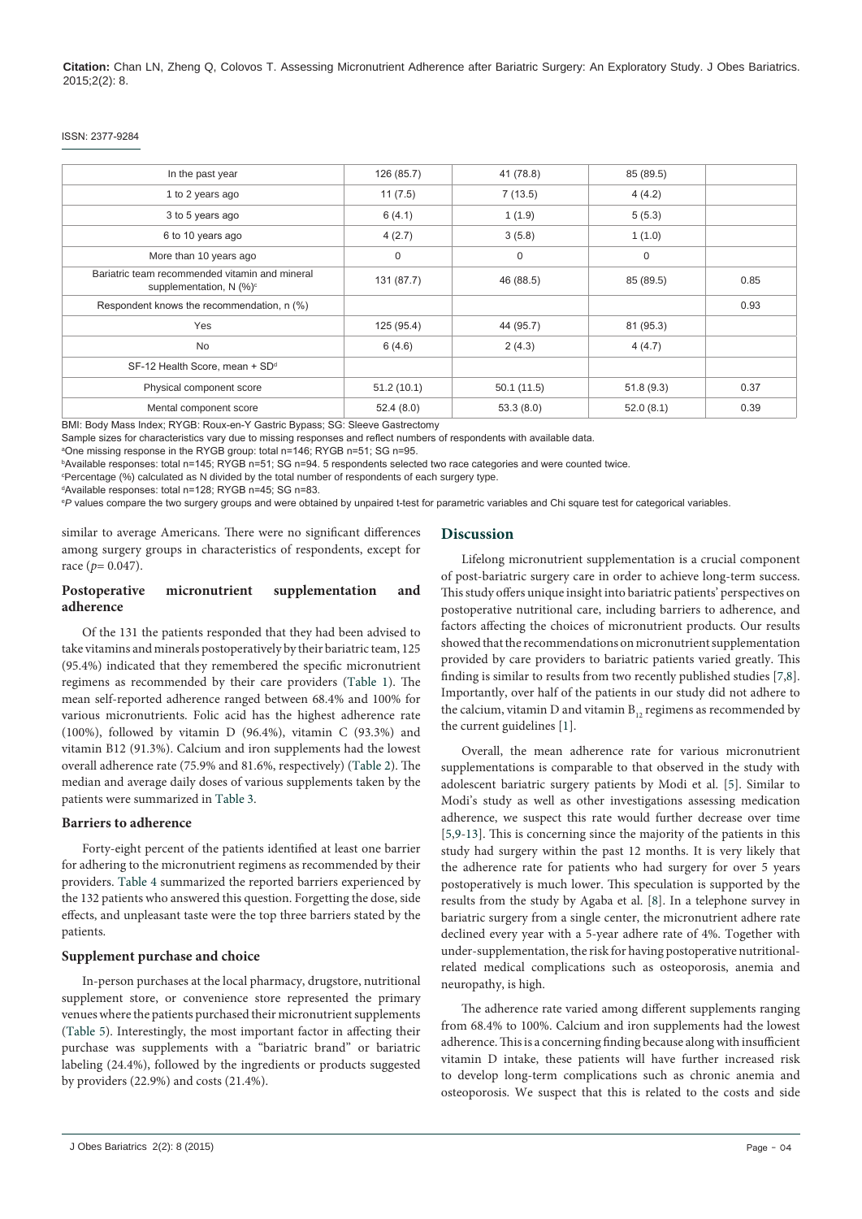| | | | | |
|---|---|---|---|---|
| In the past year | 126 (85.7) | 41 (78.8) | 85 (89.5) | |
| 1 to 2 years ago | 11 (7.5) | 7 (13.5) | 4 (4.2) | |
| 3 to 5 years ago | 6 (4.1) | 1 (1.9) | 5 (5.3) | |
| 6 to 10 years ago | 4 (2.7) | 3 (5.8) | 1 (1.0) | |
| More than 10 years ago | 0 | 0 | 0 | |
| Bariatric team recommended vitamin and mineral supplementation, N (%)[c] | 131 (87.7) | 46 (88.5) | 85 (89.5) | 0.85 |
| Respondent knows the recommendation, n (%) | | | | 0.93 |
| Yes | 125 (95.4) | 44 (95.7) | 81 (95.3) | |
| No | 6 (4.6) | 2 (4.3) | 4 (4.7) | |
| SF-12 Health Score, mean + SD[d] | | | | |
| Physical component score | 51.2 (10.1) | 50.1 (11.5) | 51.8 (9.3) | 0.37 |
| Mental component score | 52.4 (8.0) | 53.3 (8.0) | 52.0 (8.1) | 0.39 |

BMI: Body Mass Index; RYGB: Roux-en-Y Gastric Bypass; SG: Sleeve Gastrectomy

Sample sizes for characteristics vary due to missing responses and reflect numbers of respondents with available data.

[a]One missing response in the RYGB group: total n=146; RYGB n=51; SG n=95.

[b]Available responses: total n=145; RYGB n=51; SG n=94. 5 respondents selected two race categories and were counted twice.

[c]Percentage (%) calculated as N divided by the total number of respondents of each surgery type.

[d]Available responses: total n=128; RYGB n=45; SG n=83.

[e]*P* values compare the two surgery groups and were obtained by unpaired t-test for parametric variables and Chi square test for categorical variables.

similar to average Americans. There were no significant differences among surgery groups in characteristics of respondents, except for race ($p$= 0.047).

### Postoperative micronutrient supplementation and adherence

Of the 131 the patients responded that they had been advised to take vitamins and minerals postoperatively by their bariatric team, 125 (95.4%) indicated that they remembered the specific micronutrient regimens as recommended by their care providers (Table 1). The mean self-reported adherence ranged between 68.4% and 100% for various micronutrients. Folic acid has the highest adherence rate (100%), followed by vitamin D (96.4%), vitamin C (93.3%) and vitamin B12 (91.3%). Calcium and iron supplements had the lowest overall adherence rate (75.9% and 81.6%, respectively) (Table 2). The median and average daily doses of various supplements taken by the patients were summarized in Table 3.

### Barriers to adherence

Forty-eight percent of the patients identified at least one barrier for adhering to the micronutrient regimens as recommended by their providers. Table 4 summarized the reported barriers experienced by the 132 patients who answered this question. Forgetting the dose, side effects, and unpleasant taste were the top three barriers stated by the patients.

### Supplement purchase and choice

In-person purchases at the local pharmacy, drugstore, nutritional supplement store, or convenience store represented the primary venues where the patients purchased their micronutrient supplements (Table 5). Interestingly, the most important factor in affecting their purchase was supplements with a "bariatric brand" or bariatric labeling (24.4%), followed by the ingredients or products suggested by providers (22.9%) and costs (21.4%).

## Discussion

Lifelong micronutrient supplementation is a crucial component of post-bariatric surgery care in order to achieve long-term success. This study offers unique insight into bariatric patients' perspectives on postoperative nutritional care, including barriers to adherence, and factors affecting the choices of micronutrient products. Our results showed that the recommendations on micronutrient supplementation provided by care providers to bariatric patients varied greatly. This finding is similar to results from two recently published studies [7,8]. Importantly, over half of the patients in our study did not adhere to the calcium, vitamin D and vitamin $B_{12}$ regimens as recommended by the current guidelines [1].

Overall, the mean adherence rate for various micronutrient supplementations is comparable to that observed in the study with adolescent bariatric surgery patients by Modi et al. [5]. Similar to Modi's study as well as other investigations assessing medication adherence, we suspect this rate would further decrease over time [5,9-13]. This is concerning since the majority of the patients in this study had surgery within the past 12 months. It is very likely that the adherence rate for patients who had surgery for over 5 years postoperatively is much lower. This speculation is supported by the results from the study by Agaba et al. [8]. In a telephone survey in bariatric surgery from a single center, the micronutrient adhere rate declined every year with a 5-year adhere rate of 4%. Together with under-supplementation, the risk for having postoperative nutritional-related medical complications such as osteoporosis, anemia and neuropathy, is high.

The adherence rate varied among different supplements ranging from 68.4% to 100%. Calcium and iron supplements had the lowest adherence. This is a concerning finding because along with insufficient vitamin D intake, these patients will have further increased risk to develop long-term complications such as chronic anemia and osteoporosis. We suspect that this is related to the costs and side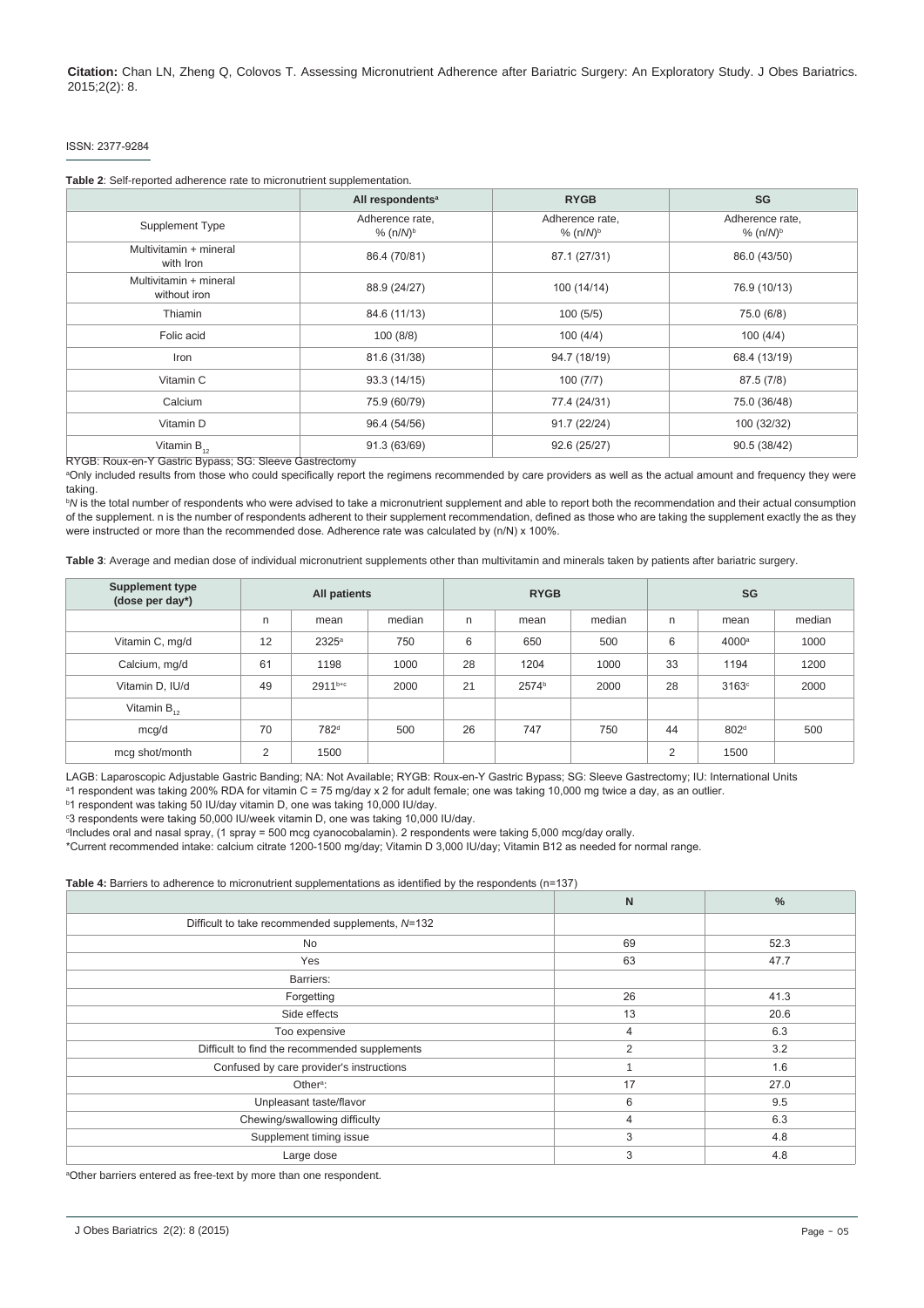**Table 2**: Self-reported adherence rate to micronutrient supplementation.

| | All respondents[a] | RYGB | SG |
|---|---|---|---|
| Supplement Type | Adherence rate, % (n/N)[b] | Adherence rate, % (n/N)[b] | Adherence rate, % (n/N)[b] |
| Multivitamin + mineral with Iron | 86.4 (70/81) | 87.1 (27/31) | 86.0 (43/50) |
| Multivitamin + mineral without iron | 88.9 (24/27) | 100 (14/14) | 76.9 (10/13) |
| Thiamin | 84.6 (11/13) | 100 (5/5) | 75.0 (6/8) |
| Folic acid | 100 (8/8) | 100 (4/4) | 100 (4/4) |
| Iron | 81.6 (31/38) | 94.7 (18/19) | 68.4 (13/19) |
| Vitamin C | 93.3 (14/15) | 100 (7/7) | 87.5 (7/8) |
| Calcium | 75.9 (60/79) | 77.4 (24/31) | 75.0 (36/48) |
| Vitamin D | 96.4 (54/56) | 91.7 (22/24) | 100 (32/32) |
| Vitamin $B_{12}$ | 91.3 (63/69) | 92.6 (25/27) | 90.5 (38/42) |

RYGB: Roux-en-Y Gastric Bypass; SG: Sleeve Gastrectomy

[a]Only included results from those who could specifically report the regimens recommended by care providers as well as the actual amount and frequency they were taking.

[b]*N* is the total number of respondents who were advised to take a micronutrient supplement and able to report both the recommendation and their actual consumption of the supplement. n is the number of respondents adherent to their supplement recommendation, defined as those who are taking the supplement exactly the as they were instructed or more than the recommended dose. Adherence rate was calculated by (n/N) x 100%.

**Table 3**: Average and median dose of individual micronutrient supplements other than multivitamin and minerals taken by patients after bariatric surgery.

| Supplement type (dose per day*) | All patients | | | RYGB | | | SG | | |
|---|---|---|---|---|---|---|---|---|---|
| | n | mean | median | n | mean | median | n | mean | median |
| Vitamin C, mg/d | 12 | 2325[a] | 750 | 6 | 650 | 500 | 6 | 4000[a] | 1000 |
| Calcium, mg/d | 61 | 1198 | 1000 | 28 | 1204 | 1000 | 33 | 1194 | 1200 |
| Vitamin D, IU/d | 49 | 2911[b+c] | 2000 | 21 | 2574[b] | 2000 | 28 | 3163[c] | 2000 |
| Vitamin $B_{12}$ | | | | | | | | | |
| mcg/d | 70 | 782[d] | 500 | 26 | 747 | 750 | 44 | 802[d] | 500 |
| mcg shot/month | 2 | 1500 | | | | | 2 | 1500 | |

LAGB: Laparoscopic Adjustable Gastric Banding; NA: Not Available; RYGB: Roux-en-Y Gastric Bypass; SG: Sleeve Gastrectomy; IU: International Units

[a]1 respondent was taking 200% RDA for vitamin C = 75 mg/day x 2 for adult female; one was taking 10,000 mg twice a day, as an outlier.

[b]1 respondent was taking 50 IU/day vitamin D, one was taking 10,000 IU/day.

[c]3 respondents were taking 50,000 IU/week vitamin D, one was taking 10,000 IU/day.

[d]Includes oral and nasal spray, (1 spray = 500 mcg cyanocobalamin). 2 respondents were taking 5,000 mcg/day orally.

*Current recommended intake: calcium citrate 1200-1500 mg/day; Vitamin D 3,000 IU/day; Vitamin B12 as needed for normal range.

**Table 4:** Barriers to adherence to micronutrient supplementations as identified by the respondents (n=137)

| | N | % |
|---|---|---|
| Difficult to take recommended supplements, *N*=132 | | |
| No | 69 | 52.3 |
| Yes | 63 | 47.7 |
| Barriers: | | |
| Forgetting | 26 | 41.3 |
| Side effects | 13 | 20.6 |
| Too expensive | 4 | 6.3 |
| Difficult to find the recommended supplements | 2 | 3.2 |
| Confused by care provider's instructions | 1 | 1.6 |
| Other[a]: | 17 | 27.0 |
| Unpleasant taste/flavor | 6 | 9.5 |
| Chewing/swallowing difficulty | 4 | 6.3 |
| Supplement timing issue | 3 | 4.8 |
| Large dose | 3 | 4.8 |

[a]Other barriers entered as free-text by more than one respondent.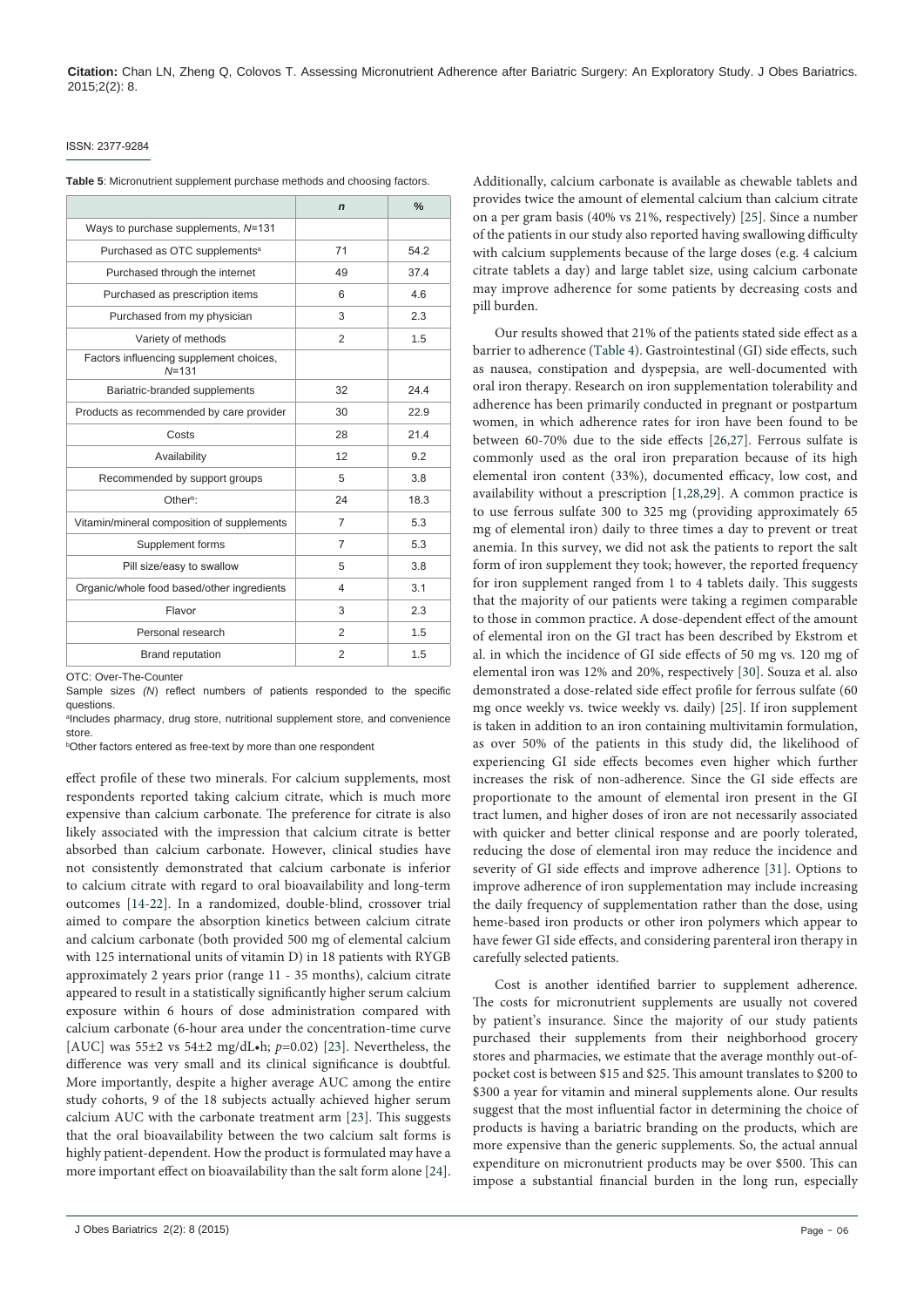**Table 5**: Micronutrient supplement purchase methods and choosing factors.

| | *n* | % |
|---|---|---|
| Ways to purchase supplements, *N*=131 | | |
| Purchased as OTC supplements[a] | 71 | 54.2 |
| Purchased through the internet | 49 | 37.4 |
| Purchased as prescription items | 6 | 4.6 |
| Purchased from my physician | 3 | 2.3 |
| Variety of methods | 2 | 1.5 |
| Factors influencing supplement choices, *N*=131 | | |
| Bariatric-branded supplements | 32 | 24.4 |
| Products as recommended by care provider | 30 | 22.9 |
| Costs | 28 | 21.4 |
| Availability | 12 | 9.2 |
| Recommended by support groups | 5 | 3.8 |
| Other[b]: | 24 | 18.3 |
| Vitamin/mineral composition of supplements | 7 | 5.3 |
| Supplement forms | 7 | 5.3 |
| Pill size/easy to swallow | 5 | 3.8 |
| Organic/whole food based/other ingredients | 4 | 3.1 |
| Flavor | 3 | 2.3 |
| Personal research | 2 | 1.5 |
| Brand reputation | 2 | 1.5 |

OTC: Over-The-Counter

Sample sizes *(N)* reflect numbers of patients responded to the specific questions.

[a]Includes pharmacy, drug store, nutritional supplement store, and convenience store.

[b]Other factors entered as free-text by more than one respondent

effect profile of these two minerals. For calcium supplements, most respondents reported taking calcium citrate, which is much more expensive than calcium carbonate. The preference for citrate is also likely associated with the impression that calcium citrate is better absorbed than calcium carbonate. However, clinical studies have not consistently demonstrated that calcium carbonate is inferior to calcium citrate with regard to oral bioavailability and long-term outcomes [14-22]. In a randomized, double-blind, crossover trial aimed to compare the absorption kinetics between calcium citrate and calcium carbonate (both provided 500 mg of elemental calcium with 125 international units of vitamin D) in 18 patients with RYGB approximately 2 years prior (range 11 - 35 months), calcium citrate appeared to result in a statistically significantly higher serum calcium exposure within 6 hours of dose administration compared with calcium carbonate (6-hour area under the concentration-time curve [AUC] was 55±2 vs 54±2 mg/dL•h; $p$=0.02) [23]. Nevertheless, the difference was very small and its clinical significance is doubtful. More importantly, despite a higher average AUC among the entire study cohorts, 9 of the 18 subjects actually achieved higher serum calcium AUC with the carbonate treatment arm [23]. This suggests that the oral bioavailability between the two calcium salt forms is highly patient-dependent. How the product is formulated may have a more important effect on bioavailability than the salt form alone [24]. Additionally, calcium carbonate is available as chewable tablets and provides twice the amount of elemental calcium than calcium citrate on a per gram basis (40% vs 21%, respectively) [25]. Since a number of the patients in our study also reported having swallowing difficulty with calcium supplements because of the large doses (e.g. 4 calcium citrate tablets a day) and large tablet size, using calcium carbonate may improve adherence for some patients by decreasing costs and pill burden.

Our results showed that 21% of the patients stated side effect as a barrier to adherence (Table 4). Gastrointestinal (GI) side effects, such as nausea, constipation and dyspepsia, are well-documented with oral iron therapy. Research on iron supplementation tolerability and adherence has been primarily conducted in pregnant or postpartum women, in which adherence rates for iron have been found to be between 60-70% due to the side effects [26,27]. Ferrous sulfate is commonly used as the oral iron preparation because of its high elemental iron content (33%), documented efficacy, low cost, and availability without a prescription [1,28,29]. A common practice is to use ferrous sulfate 300 to 325 mg (providing approximately 65 mg of elemental iron) daily to three times a day to prevent or treat anemia. In this survey, we did not ask the patients to report the salt form of iron supplement they took; however, the reported frequency for iron supplement ranged from 1 to 4 tablets daily. This suggests that the majority of our patients were taking a regimen comparable to those in common practice. A dose-dependent effect of the amount of elemental iron on the GI tract has been described by Ekstrom et al. in which the incidence of GI side effects of 50 mg vs. 120 mg of elemental iron was 12% and 20%, respectively [30]. Souza et al. also demonstrated a dose-related side effect profile for ferrous sulfate (60 mg once weekly vs. twice weekly vs. daily) [25]. If iron supplement is taken in addition to an iron containing multivitamin formulation, as over 50% of the patients in this study did, the likelihood of experiencing GI side effects becomes even higher which further increases the risk of non-adherence. Since the GI side effects are proportionate to the amount of elemental iron present in the GI tract lumen, and higher doses of iron are not necessarily associated with quicker and better clinical response and are poorly tolerated, reducing the dose of elemental iron may reduce the incidence and severity of GI side effects and improve adherence [31]. Options to improve adherence of iron supplementation may include increasing the daily frequency of supplementation rather than the dose, using heme-based iron products or other iron polymers which appear to have fewer GI side effects, and considering parenteral iron therapy in carefully selected patients.

Cost is another identified barrier to supplement adherence. The costs for micronutrient supplements are usually not covered by patient's insurance. Since the majority of our study patients purchased their supplements from their neighborhood grocery stores and pharmacies, we estimate that the average monthly out-of-pocket cost is between $15 and $25. This amount translates to $200 to $300 a year for vitamin and mineral supplements alone. Our results suggest that the most influential factor in determining the choice of products is having a bariatric branding on the products, which are more expensive than the generic supplements. So, the actual annual expenditure on micronutrient products may be over $500. This can impose a substantial financial burden in the long run, especially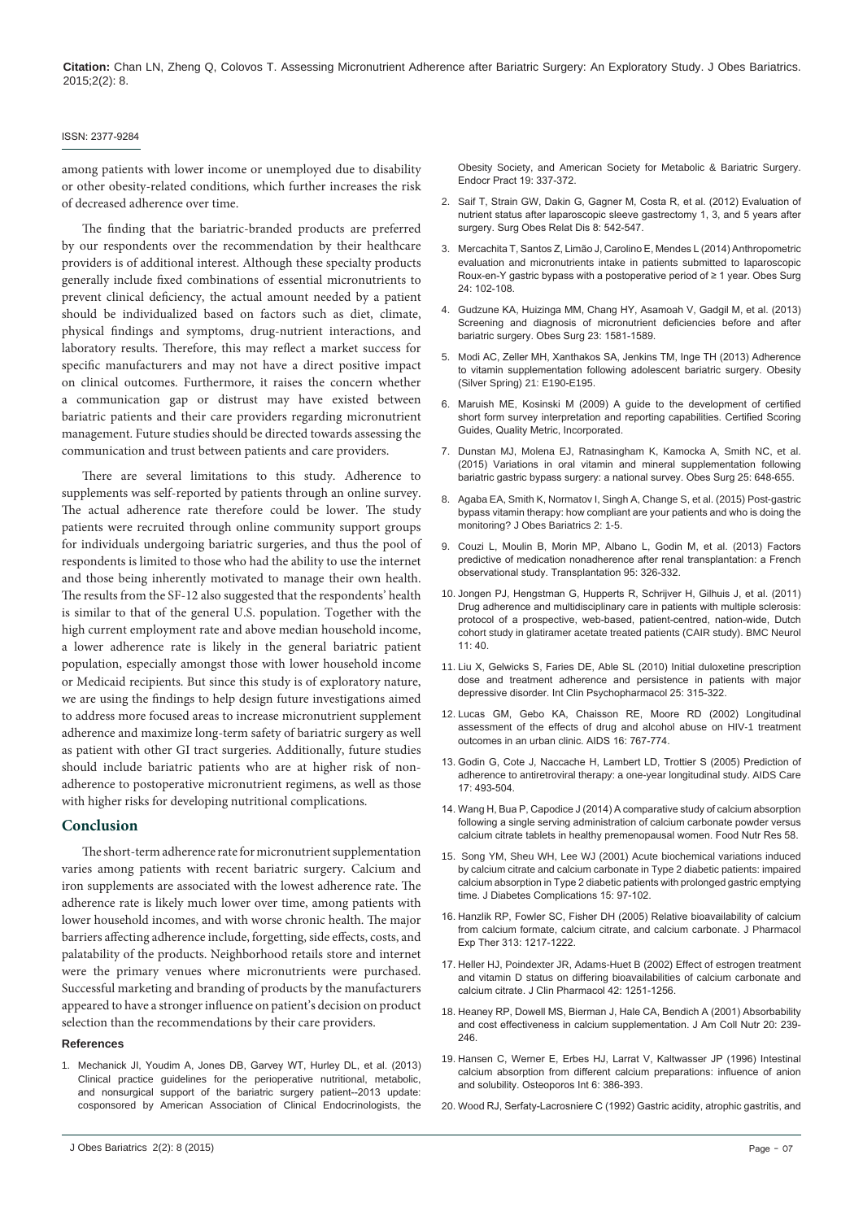among patients with lower income or unemployed due to disability or other obesity-related conditions, which further increases the risk of decreased adherence over time.

The finding that the bariatric-branded products are preferred by our respondents over the recommendation by their healthcare providers is of additional interest. Although these specialty products generally include fixed combinations of essential micronutrients to prevent clinical deficiency, the actual amount needed by a patient should be individualized based on factors such as diet, climate, physical findings and symptoms, drug-nutrient interactions, and laboratory results. Therefore, this may reflect a market success for specific manufacturers and may not have a direct positive impact on clinical outcomes. Furthermore, it raises the concern whether a communication gap or distrust may have existed between bariatric patients and their care providers regarding micronutrient management. Future studies should be directed towards assessing the communication and trust between patients and care providers.

There are several limitations to this study. Adherence to supplements was self-reported by patients through an online survey. The actual adherence rate therefore could be lower. The study patients were recruited through online community support groups for individuals undergoing bariatric surgeries, and thus the pool of respondents is limited to those who had the ability to use the internet and those being inherently motivated to manage their own health. The results from the SF-12 also suggested that the respondents' health is similar to that of the general U.S. population. Together with the high current employment rate and above median household income, a lower adherence rate is likely in the general bariatric patient population, especially amongst those with lower household income or Medicaid recipients. But since this study is of exploratory nature, we are using the findings to help design future investigations aimed to address more focused areas to increase micronutrient supplement adherence and maximize long-term safety of bariatric surgery as well as patient with other GI tract surgeries. Additionally, future studies should include bariatric patients who are at higher risk of non-adherence to postoperative micronutrient regimens, as well as those with higher risks for developing nutritional complications.

## Conclusion

The short-term adherence rate for micronutrient supplementation varies among patients with recent bariatric surgery. Calcium and iron supplements are associated with the lowest adherence rate. The adherence rate is likely much lower over time, among patients with lower household incomes, and with worse chronic health. The major barriers affecting adherence include, forgetting, side effects, costs, and palatability of the products. Neighborhood retails store and internet were the primary venues where micronutrients were purchased. Successful marketing and branding of products by the manufacturers appeared to have a stronger influence on patient's decision on product selection than the recommendations by their care providers.

### References

1. Mechanick JI, Youdim A, Jones DB, Garvey WT, Hurley DL, et al. (2013) Clinical practice guidelines for the perioperative nutritional, metabolic, and nonsurgical support of the bariatric surgery patient--2013 update: cosponsored by American Association of Clinical Endocrinologists, the Obesity Society, and American Society for Metabolic & Bariatric Surgery. Endocr Pract 19: 337-372.
2. Saif T, Strain GW, Dakin G, Gagner M, Costa R, et al. (2012) Evaluation of nutrient status after laparoscopic sleeve gastrectomy 1, 3, and 5 years after surgery. Surg Obes Relat Dis 8: 542-547.
3. Mercachita T, Santos Z, Limão J, Carolino E, Mendes L (2014) Anthropometric evaluation and micronutrients intake in patients submitted to laparoscopic Roux-en-Y gastric bypass with a postoperative period of ≥ 1 year. Obes Surg 24: 102-108.
4. Gudzune KA, Huizinga MM, Chang HY, Asamoah V, Gadgil M, et al. (2013) Screening and diagnosis of micronutrient deficiencies before and after bariatric surgery. Obes Surg 23: 1581-1589.
5. Modi AC, Zeller MH, Xanthakos SA, Jenkins TM, Inge TH (2013) Adherence to vitamin supplementation following adolescent bariatric surgery. Obesity (Silver Spring) 21: E190-E195.
6. Maruish ME, Kosinski M (2009) A guide to the development of certified short form survey interpretation and reporting capabilities. Certified Scoring Guides, Quality Metric, Incorporated.
7. Dunstan MJ, Molena EJ, Ratnasingham K, Kamocka A, Smith NC, et al. (2015) Variations in oral vitamin and mineral supplementation following bariatric gastric bypass surgery: a national survey. Obes Surg 25: 648-655.
8. Agaba EA, Smith K, Normatov I, Singh A, Change S, et al. (2015) Post-gastric bypass vitamin therapy: how compliant are your patients and who is doing the monitoring? J Obes Bariatrics 2: 1-5.
9. Couzi L, Moulin B, Morin MP, Albano L, Godin M, et al. (2013) Factors predictive of medication nonadherence after renal transplantation: a French observational study. Transplantation 95: 326-332.
10. Jongen PJ, Hengstman G, Hupperts R, Schrijver H, Gilhuis J, et al. (2011) Drug adherence and multidisciplinary care in patients with multiple sclerosis: protocol of a prospective, web-based, patient-centred, nation-wide, Dutch cohort study in glatiramer acetate treated patients (CAIR study). BMC Neurol 11: 40.
11. Liu X, Gelwicks S, Faries DE, Able SL (2010) Initial duloxetine prescription dose and treatment adherence and persistence in patients with major depressive disorder. Int Clin Psychopharmacol 25: 315-322.
12. Lucas GM, Gebo KA, Chaisson RE, Moore RD (2002) Longitudinal assessment of the effects of drug and alcohol abuse on HIV-1 treatment outcomes in an urban clinic. AIDS 16: 767-774.
13. Godin G, Cote J, Naccache H, Lambert LD, Trottier S (2005) Prediction of adherence to antiretroviral therapy: a one-year longitudinal study. AIDS Care 17: 493-504.
14. Wang H, Bua P, Capodice J (2014) A comparative study of calcium absorption following a single serving administration of calcium carbonate powder versus calcium citrate tablets in healthy premenopausal women. Food Nutr Res 58.
15. Song YM, Sheu WH, Lee WJ (2001) Acute biochemical variations induced by calcium citrate and calcium carbonate in Type 2 diabetic patients: impaired calcium absorption in Type 2 diabetic patients with prolonged gastric emptying time. J Diabetes Complications 15: 97-102.
16. Hanzlik RP, Fowler SC, Fisher DH (2005) Relative bioavailability of calcium from calcium formate, calcium citrate, and calcium carbonate. J Pharmacol Exp Ther 313: 1217-1222.
17. Heller HJ, Poindexter JR, Adams-Huet B (2002) Effect of estrogen treatment and vitamin D status on differing bioavailabilities of calcium carbonate and calcium citrate. J Clin Pharmacol 42: 1251-1256.
18. Heaney RP, Dowell MS, Bierman J, Hale CA, Bendich A (2001) Absorbability and cost effectiveness in calcium supplementation. J Am Coll Nutr 20: 239-246.
19. Hansen C, Werner E, Erbes HJ, Larrat V, Kaltwasser JP (1996) Intestinal calcium absorption from different calcium preparations: influence of anion and solubility. Osteoporos Int 6: 386-393.
20. Wood RJ, Serfaty-Lacrosniere C (1992) Gastric acidity, atrophic gastritis, and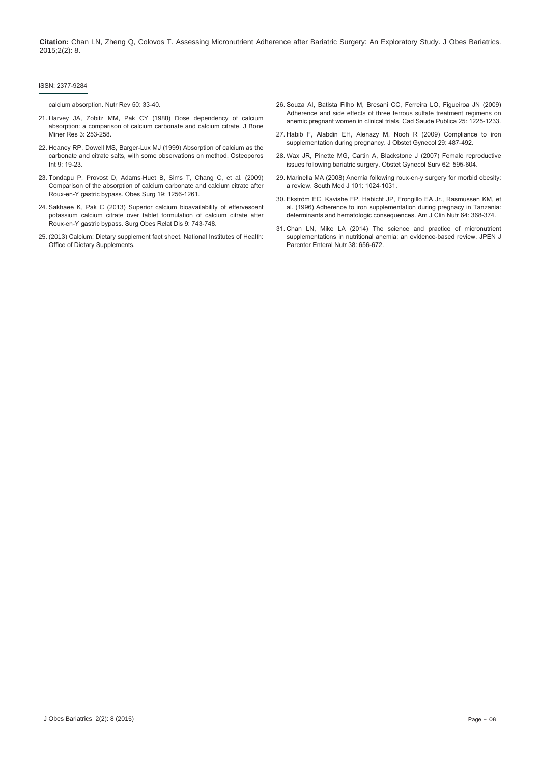calcium absorption. Nutr Rev 50: 33-40.

21. Harvey JA, Zobitz MM, Pak CY (1988) Dose dependency of calcium absorption: a comparison of calcium carbonate and calcium citrate. J Bone Miner Res 3: 253-258.

22. Heaney RP, Dowell MS, Barger-Lux MJ (1999) Absorption of calcium as the carbonate and citrate salts, with some observations on method. Osteoporos Int 9: 19-23.

23. Tondapu P, Provost D, Adams-Huet B, Sims T, Chang C, et al. (2009) Comparison of the absorption of calcium carbonate and calcium citrate after Roux-en-Y gastric bypass. Obes Surg 19: 1256-1261.

24. Sakhaee K, Pak C (2013) Superior calcium bioavailability of effervescent potassium calcium citrate over tablet formulation of calcium citrate after Roux-en-Y gastric bypass. Surg Obes Relat Dis 9: 743-748.

25. (2013) Calcium: Dietary supplement fact sheet. National Institutes of Health: Office of Dietary Supplements.

26. Souza AI, Batista Filho M, Bresani CC, Ferreira LO, Figueiroa JN (2009) Adherence and side effects of three ferrous sulfate treatment regimens on anemic pregnant women in clinical trials. Cad Saude Publica 25: 1225-1233.

27. Habib F, Alabdin EH, Alenazy M, Nooh R (2009) Compliance to iron supplementation during pregnancy. J Obstet Gynecol 29: 487-492.

28. Wax JR, Pinette MG, Cartin A, Blackstone J (2007) Female reproductive issues following bariatric surgery. Obstet Gynecol Surv 62: 595-604.

29. Marinella MA (2008) Anemia following roux-en-y surgery for morbid obesity: a review. South Med J 101: 1024-1031.

30. Ekström EC, Kavishe FP, Habicht JP, Frongillo EA Jr., Rasmussen KM, et al. (1996) Adherence to iron supplementation during pregnacy in Tanzania: determinants and hematologic consequences. Am J Clin Nutr 64: 368-374.

31. Chan LN, Mike LA (2014) The science and practice of micronutrient supplementations in nutritional anemia: an evidence-based review. JPEN J Parenter Enteral Nutr 38: 656-672.